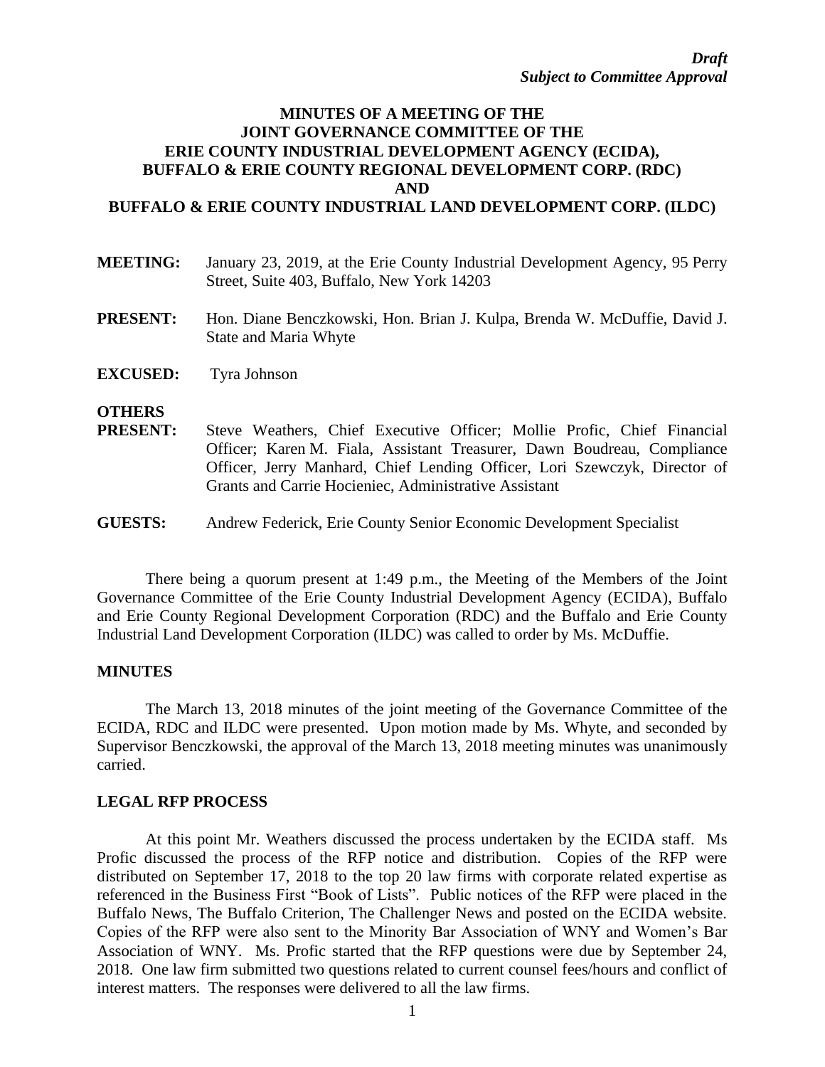***Draft***
***Subject to Committee Approval***

# MINUTES OF A MEETING OF THE JOINT GOVERNANCE COMMITTEE OF THE ERIE COUNTY INDUSTRIAL DEVELOPMENT AGENCY (ECIDA), BUFFALO & ERIE COUNTY REGIONAL DEVELOPMENT CORP. (RDC) AND BUFFALO & ERIE COUNTY INDUSTRIAL LAND DEVELOPMENT CORP. (ILDC)

**MEETING:** January 23, 2019, at the Erie County Industrial Development Agency, 95 Perry Street, Suite 403, Buffalo, New York 14203

**PRESENT:** Hon. Diane Benczkowski, Hon. Brian J. Kulpa, Brenda W. McDuffie, David J. State and Maria Whyte

**EXCUSED:** Tyra Johnson

**OTHERS PRESENT:** Steve Weathers, Chief Executive Officer; Mollie Profic, Chief Financial Officer; Karen M. Fiala, Assistant Treasurer, Dawn Boudreau, Compliance Officer, Jerry Manhard, Chief Lending Officer, Lori Szewczyk, Director of Grants and Carrie Hocieniec, Administrative Assistant

**GUESTS:** Andrew Federick, Erie County Senior Economic Development Specialist

There being a quorum present at 1:49 p.m., the Meeting of the Members of the Joint Governance Committee of the Erie County Industrial Development Agency (ECIDA), Buffalo and Erie County Regional Development Corporation (RDC) and the Buffalo and Erie County Industrial Land Development Corporation (ILDC) was called to order by Ms. McDuffie.

## MINUTES

The March 13, 2018 minutes of the joint meeting of the Governance Committee of the ECIDA, RDC and ILDC were presented. Upon motion made by Ms. Whyte, and seconded by Supervisor Benczkowski, the approval of the March 13, 2018 meeting minutes was unanimously carried.

## LEGAL RFP PROCESS

At this point Mr. Weathers discussed the process undertaken by the ECIDA staff. Ms Profic discussed the process of the RFP notice and distribution. Copies of the RFP were distributed on September 17, 2018 to the top 20 law firms with corporate related expertise as referenced in the Business First "Book of Lists". Public notices of the RFP were placed in the Buffalo News, The Buffalo Criterion, The Challenger News and posted on the ECIDA website. Copies of the RFP were also sent to the Minority Bar Association of WNY and Women's Bar Association of WNY. Ms. Profic started that the RFP questions were due by September 24, 2018. One law firm submitted two questions related to current counsel fees/hours and conflict of interest matters. The responses were delivered to all the law firms.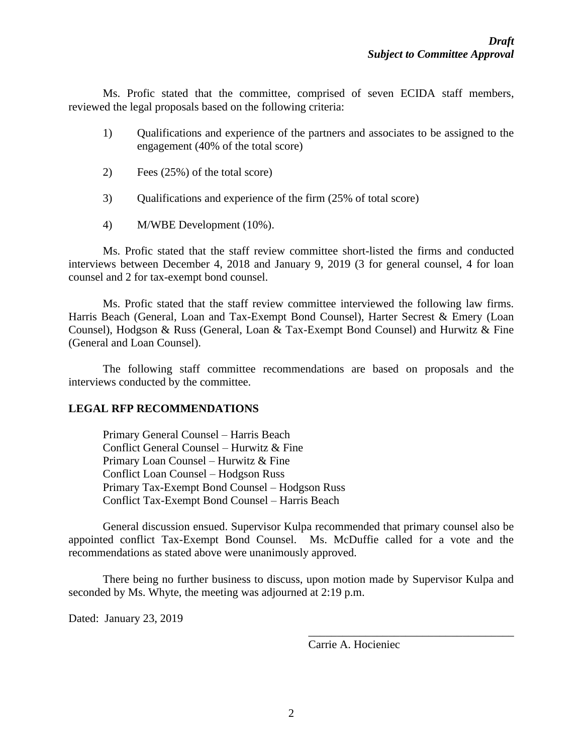***Draft***
***Subject to Committee Approval***

Ms. Profic stated that the committee, comprised of seven ECIDA staff members, reviewed the legal proposals based on the following criteria:

1) Qualifications and experience of the partners and associates to be assigned to the engagement (40% of the total score)

2) Fees (25%) of the total score)

3) Qualifications and experience of the firm (25% of total score)

4) M/WBE Development (10%).

Ms. Profic stated that the staff review committee short-listed the firms and conducted interviews between December 4, 2018 and January 9, 2019 (3 for general counsel, 4 for loan counsel and 2 for tax-exempt bond counsel.

Ms. Profic stated that the staff review committee interviewed the following law firms. Harris Beach (General, Loan and Tax-Exempt Bond Counsel), Harter Secrest & Emery (Loan Counsel), Hodgson & Russ (General, Loan & Tax-Exempt Bond Counsel) and Hurwitz & Fine (General and Loan Counsel).

The following staff committee recommendations are based on proposals and the interviews conducted by the committee.

**LEGAL RFP RECOMMENDATIONS**

Primary General Counsel – Harris Beach
Conflict General Counsel – Hurwitz & Fine
Primary Loan Counsel – Hurwitz & Fine
Conflict Loan Counsel – Hodgson Russ
Primary Tax-Exempt Bond Counsel – Hodgson Russ
Conflict Tax-Exempt Bond Counsel – Harris Beach

General discussion ensued. Supervisor Kulpa recommended that primary counsel also be appointed conflict Tax-Exempt Bond Counsel. Ms. McDuffie called for a vote and the recommendations as stated above were unanimously approved.

There being no further business to discuss, upon motion made by Supervisor Kulpa and seconded by Ms. Whyte, the meeting was adjourned at 2:19 p.m.

Dated: January 23, 2019

\_\_\_\_\_\_\_\_\_\_\_\_\_\_\_\_\_\_\_\_\_\_\_\_\_\_\_\_\_\_\_\_\_\_\_\_
Carrie A. Hocieniec